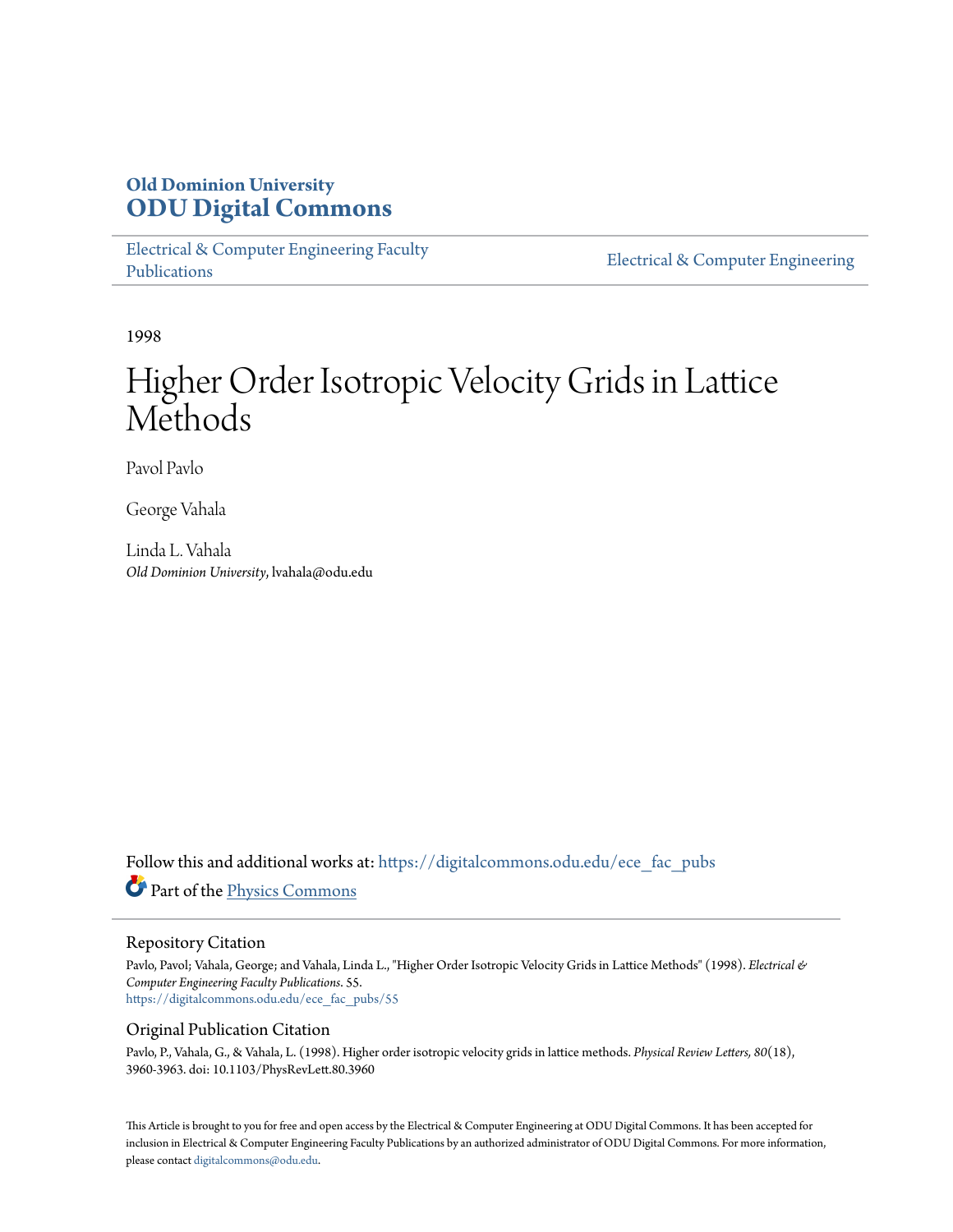# Old Dominion University
# ODU Digital Commons

Electrical & Computer Engineering Faculty Publications

Electrical & Computer Engineering

1998

# Higher Order Isotropic Velocity Grids in Lattice Methods

Pavol Pavlo

George Vahala

Linda L. Vahala
*Old Dominion University*, lvahala@odu.edu

Follow this and additional works at: https://digitalcommons.odu.edu/ece_fac_pubs

Part of the Physics Commons

## Repository Citation

Pavlo, Pavol; Vahala, George; and Vahala, Linda L., "Higher Order Isotropic Velocity Grids in Lattice Methods" (1998). *Electrical & Computer Engineering Faculty Publications*. 55.
https://digitalcommons.odu.edu/ece_fac_pubs/55

## Original Publication Citation

Pavlo, P., Vahala, G., & Vahala, L. (1998). Higher order isotropic velocity grids in lattice methods. *Physical Review Letters, 80*(18), 3960-3963. doi: 10.1103/PhysRevLett.80.3960

This Article is brought to you for free and open access by the Electrical & Computer Engineering at ODU Digital Commons. It has been accepted for inclusion in Electrical & Computer Engineering Faculty Publications by an authorized administrator of ODU Digital Commons. For more information, please contact digitalcommons@odu.edu.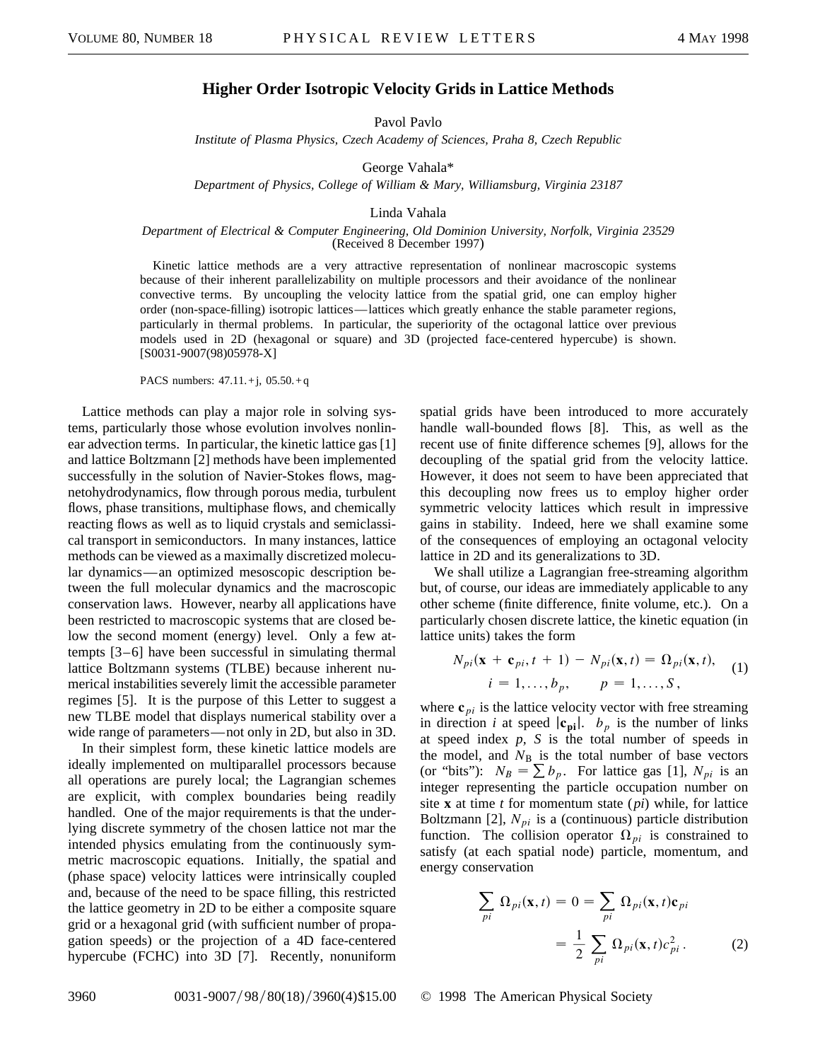# Higher Order Isotropic Velocity Grids in Lattice Methods

Pavol Pavlo

*Institute of Plasma Physics, Czech Academy of Sciences, Praha 8, Czech Republic*

George Vahala*

*Department of Physics, College of William & Mary, Williamsburg, Virginia 23187*

Linda Vahala

*Department of Electrical & Computer Engineering, Old Dominion University, Norfolk, Virginia 23529*
(Received 8 December 1997)

Kinetic lattice methods are a very attractive representation of nonlinear macroscopic systems because of their inherent parallelizability on multiple processors and their avoidance of the nonlinear convective terms. By uncoupling the velocity lattice from the spatial grid, one can employ higher order (non-space-filling) isotropic lattices—lattices which greatly enhance the stable parameter regions, particularly in thermal problems. In particular, the superiority of the octagonal lattice over previous models used in 2D (hexagonal or square) and 3D (projected face-centered hypercube) is shown. [S0031-9007(98)05978-X]

PACS numbers: 47.11.+j, 05.50.+q

Lattice methods can play a major role in solving systems, particularly those whose evolution involves nonlinear advection terms. In particular, the kinetic lattice gas [1] and lattice Boltzmann [2] methods have been implemented successfully in the solution of Navier-Stokes flows, magnetohydrodynamics, flow through porous media, turbulent flows, phase transitions, multiphase flows, and chemically reacting flows as well as to liquid crystals and semiclassical transport in semiconductors. In many instances, lattice methods can be viewed as a maximally discretized molecular dynamics—an optimized mesoscopic description between the full molecular dynamics and the macroscopic conservation laws. However, nearby all applications have been restricted to macroscopic systems that are closed below the second moment (energy) level. Only a few attempts [3–6] have been successful in simulating thermal lattice Boltzmann systems (TLBE) because inherent numerical instabilities severely limit the accessible parameter regimes [5]. It is the purpose of this Letter to suggest a new TLBE model that displays numerical stability over a wide range of parameters—not only in 2D, but also in 3D.

In their simplest form, these kinetic lattice models are ideally implemented on multiparallel processors because all operations are purely local; the Lagrangian schemes are explicit, with complex boundaries being readily handled. One of the major requirements is that the underlying discrete symmetry of the chosen lattice not mar the intended physics emulating from the continuously symmetric macroscopic equations. Initially, the spatial and (phase space) velocity lattices were intrinsically coupled and, because of the need to be space filling, this restricted the lattice geometry in 2D to be either a composite square grid or a hexagonal grid (with sufficient number of propagation speeds) or the projection of a 4D face-centered hypercube (FCHC) into 3D [7]. Recently, nonuniform spatial grids have been introduced to more accurately handle wall-bounded flows [8]. This, as well as the recent use of finite difference schemes [9], allows for the decoupling of the spatial grid from the velocity lattice. However, it does not seem to have been appreciated that this decoupling now frees us to employ higher order symmetric velocity lattices which result in impressive gains in stability. Indeed, here we shall examine some of the consequences of employing an octagonal velocity lattice in 2D and its generalizations to 3D.

We shall utilize a Lagrangian free-streaming algorithm but, of course, our ideas are immediately applicable to any other scheme (finite difference, finite volume, etc.). On a particularly chosen discrete lattice, the kinetic equation (in lattice units) takes the form

$$N_{pi}(\mathbf{x} + \mathbf{c}_{pi}, t + 1) - N_{pi}(\mathbf{x}, t) = \Omega_{pi}(\mathbf{x}, t), \qquad (1)$$
$$i = 1, \ldots, b_p, \qquad p = 1, \ldots, S,$$

where $\mathbf{c}_{pi}$ is the lattice velocity vector with free streaming in direction $i$ at speed $|\mathbf{c_{pi}}|$. $b_p$ is the number of links at speed index $p$, $S$ is the total number of speeds in the model, and $N_B$ is the total number of base vectors (or "bits"): $N_B = \sum b_p$. For lattice gas [1], $N_{pi}$ is an integer representing the particle occupation number on site $\mathbf{x}$ at time $t$ for momentum state $(pi)$ while, for lattice Boltzmann [2], $N_{pi}$ is a (continuous) particle distribution function. The collision operator $\Omega_{pi}$ is constrained to satisfy (at each spatial node) particle, momentum, and energy conservation

$$\sum_{pi} \Omega_{pi}(\mathbf{x}, t) = 0 = \sum_{pi} \Omega_{pi}(\mathbf{x}, t)\mathbf{c}_{pi} = \frac{1}{2} \sum_{pi} \Omega_{pi}(\mathbf{x}, t)c_{pi}^2 . \qquad (2)$$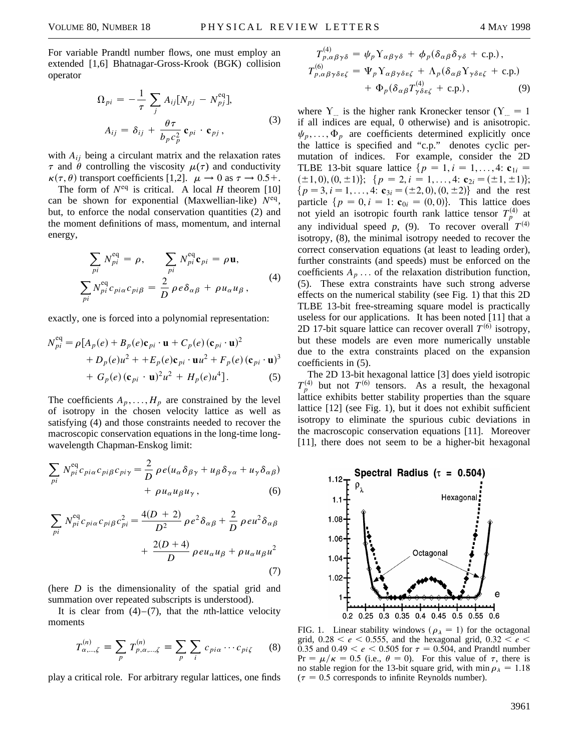For variable Prandtl number flows, one must employ an extended [1,6] Bhatnagar-Gross-Krook (BGK) collision operator

$$\Omega_{pi} = -\frac{1}{\tau} \sum_j A_{ij}[N_{pj} - N_{pj}^{\text{eq}}],$$
$$A_{ij} = \delta_{ij} + \frac{\theta\tau}{b_p c_p^2} \mathbf{c}_{pi} \cdot \mathbf{c}_{pj}, \tag{3}$$

with $A_{ij}$ being a circulant matrix and the relaxation rates $\tau$ and $\theta$ controlling the viscosity $\mu(\tau)$ and conductivity $\kappa(\tau, \theta)$ transport coefficients [1,2]. $\mu \to 0$ as $\tau \to 0.5+$.

The form of $N^{\text{eq}}$ is critical. A local $H$ theorem [10] can be shown for exponential (Maxwellian-like) $N^{\text{eq}}$, but, to enforce the nodal conservation quantities (2) and the moment definitions of mass, momentum, and internal energy,

$$\sum_{pi} N_{pi}^{\text{eq}} = \rho, \qquad \sum_{pi} N_{pi}^{\text{eq}} \mathbf{c}_{pi} = \rho \mathbf{u},$$
$$\sum_{pi} N_{pi}^{\text{eq}} c_{pi\alpha} c_{pi\beta} = \frac{2}{D} \rho e \delta_{\alpha\beta} + \rho u_\alpha u_\beta, \tag{4}$$

exactly, one is forced into a polynomial representation:

$$N_{pi}^{\text{eq}} = \rho[A_p(e) + B_p(e)\mathbf{c}_{pi} \cdot \mathbf{u} + C_p(e)(\mathbf{c}_{pi} \cdot \mathbf{u})^2 + D_p(e)u^2 + +E_p(e)\mathbf{c}_{pi} \cdot \mathbf{u}u^2 + F_p(e)(\mathbf{c}_{pi} \cdot \mathbf{u})^3 + G_p(e)(\mathbf{c}_{pi} \cdot \mathbf{u})^2 u^2 + H_p(e)u^4]. \tag{5}$$

The coefficients $A_p, \ldots, H_p$ are constrained by the level of isotropy in the chosen velocity lattice as well as satisfying (4) and those constraints needed to recover the macroscopic conservation equations in the long-time long-wavelength Chapman-Enskog limit:

$$\sum_{pi} N_{pi}^{\text{eq}} c_{pi\alpha} c_{pi\beta} c_{pi\gamma} = \frac{2}{D} \rho e (u_\alpha \delta_{\beta\gamma} + u_\beta \delta_{\gamma\alpha} + u_\gamma \delta_{\alpha\beta}) + \rho u_\alpha u_\beta u_\gamma, \tag{6}$$

$$\sum_{pi} N_{pi}^{\text{eq}} c_{pi\alpha} c_{pi\beta} c_{pi}^2 = \frac{4(D+2)}{D^2} \rho e^2 \delta_{\alpha\beta} + \frac{2}{D} \rho e u^2 \delta_{\alpha\beta} + \frac{2(D+4)}{D} \rho e u_\alpha u_\beta + \rho u_\alpha u_\beta u^2 \tag{7}$$

(here $D$ is the dimensionality of the spatial grid and summation over repeated subscripts is understood).

It is clear from (4)–(7), that the $n$th-lattice velocity moments

$$T_{\alpha,\ldots,\zeta}^{(n)} \equiv \sum_p T_{p,\alpha,\ldots,\zeta}^{(n)} \equiv \sum_p \sum_i c_{pi\alpha} \cdots c_{pi\zeta} \tag{8}$$

play a critical role. For arbitrary regular lattices, one finds

$$T_{p,\alpha\beta\gamma\delta}^{(4)} = \psi_p \Upsilon_{\alpha\beta\gamma\delta} + \phi_p(\delta_{\alpha\beta}\delta_{\gamma\delta} + \text{c.p.}),$$
$$T_{p,\alpha\beta\gamma\delta\varepsilon\zeta}^{(6)} = \Psi_p \Upsilon_{\alpha\beta\gamma\delta\varepsilon\zeta} + \Lambda_p(\delta_{\alpha\beta}\Upsilon_{\gamma\delta\varepsilon\zeta} + \text{c.p.}) + \Phi_p(\delta_{\alpha\beta}T_{\gamma\delta\varepsilon\zeta}^{(4)} + \text{c.p.}), \tag{9}$$

where $\Upsilon_{\ldots}$ is the higher rank Kronecker tensor ($\Upsilon_{\ldots} = 1$ if all indices are equal, 0 otherwise) and is anisotropic. $\psi_p, \ldots, \Phi_p$ are coefficients determined explicitly once the lattice is specified and "c.p." denotes cyclic permutation of indices. For example, consider the 2D TLBE 13-bit square lattice $\{p = 1, i = 1, \ldots, 4$: $\mathbf{c}_{1i} = (\pm 1, 0), (0, \pm 1)\}$; $\{p = 2, i = 1, \ldots, 4$: $\mathbf{c}_{2i} = (\pm 1, \pm 1)\}$; $\{p = 3, i = 1, \ldots, 4$: $\mathbf{c}_{3i} = (\pm 2, 0), (0, \pm 2)\}$ and the rest particle $\{p = 0, i = 1$: $\mathbf{c}_{0i} = (0, 0)\}$. This lattice does not yield an isotropic fourth rank lattice tensor $T_p^{(4)}$ at any individual speed $p$, (9). To recover overall $T^{(4)}$ isotropy, (8), the minimal isotropy needed to recover the correct conservation equations (at least to leading order), further constraints (and speeds) must be enforced on the coefficients $A_p \ldots$ of the relaxation distribution function, (5). These extra constraints have such strong adverse effects on the numerical stability (see Fig. 1) that this 2D TLBE 13-bit free-streaming square model is practically useless for our applications. It has been noted [11] that a 2D 17-bit square lattice can recover overall $T^{(6)}$ isotropy, but these models are even more numerically unstable due to the extra constraints placed on the expansion coefficients in (5).

The 2D 13-bit hexagonal lattice [3] does yield isotropic $T_p^{(4)}$ but not $T^{(6)}$ tensors. As a result, the hexagonal lattice exhibits better stability properties than the square lattice [12] (see Fig. 1), but it does not exhibit sufficient isotropy to eliminate the spurious cubic deviations in the macroscopic conservation equations [11]. Moreover [11], there does not seem to be a higher-bit hexagonal

FIG. 1. Linear stability windows ($\rho_\lambda = 1$) for the octagonal grid, $0.28 < e < 0.555$, and the hexagonal grid, $0.32 < e < 0.35$ and $0.49 < e < 0.505$ for $\tau = 0.504$, and Prandtl number $\text{Pr} = \mu/\kappa = 0.5$ (i.e., $\theta = 0$). For this value of $\tau$, there is no stable region for the 13-bit square grid, with $\min \rho_\lambda = 1.18$ ($\tau = 0.5$ corresponds to infinite Reynolds number).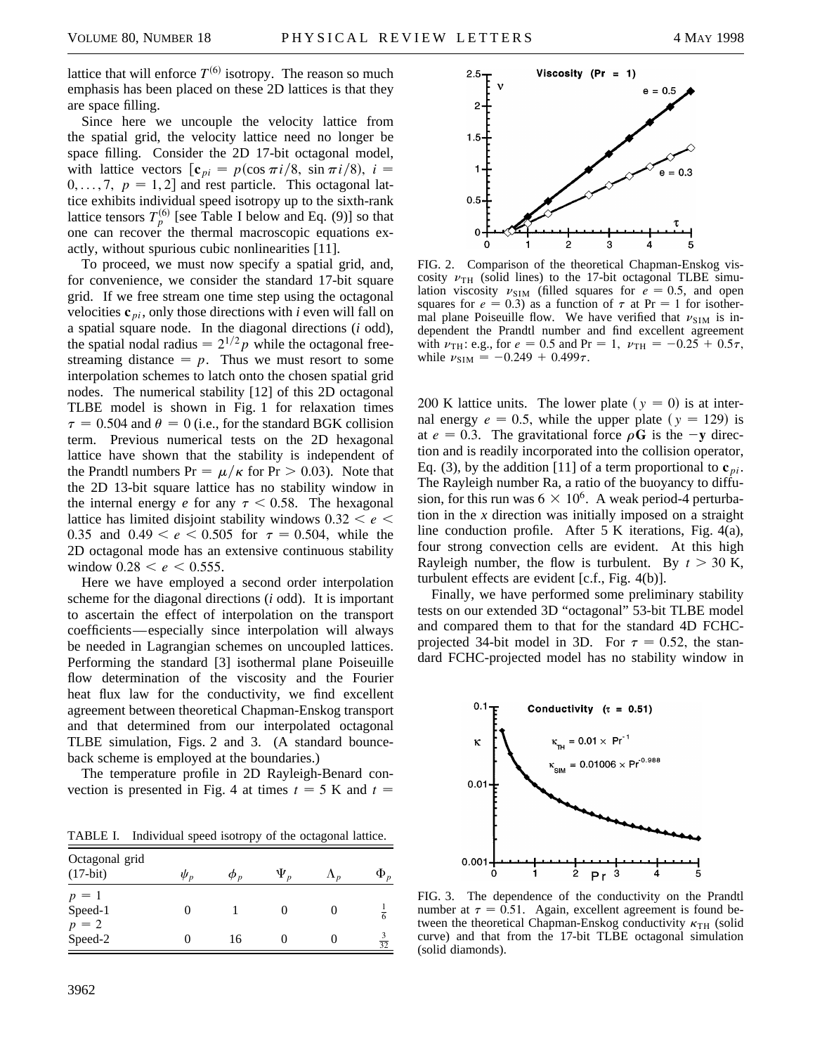lattice that will enforce $T^{(6)}$ isotropy. The reason so much emphasis has been placed on these 2D lattices is that they are space filling.

Since here we uncouple the velocity lattice from the spatial grid, the velocity lattice need no longer be space filling. Consider the 2D 17-bit octagonal model, with lattice vectors $[\mathbf{c}_{pi} = p(\cos \pi i/8, \sin \pi i/8), i = 0, \ldots, 7, p = 1, 2]$ and rest particle. This octagonal lattice exhibits individual speed isotropy up to the sixth-rank lattice tensors $T_p^{(6)}$ [see Table I below and Eq. (9)] so that one can recover the thermal macroscopic equations exactly, without spurious cubic nonlinearities [11].

To proceed, we must now specify a spatial grid, and, for convenience, we consider the standard 17-bit square grid. If we free stream one time step using the octagonal velocities $\mathbf{c}_{pi}$, only those directions with $i$ even will fall on a spatial square node. In the diagonal directions ($i$ odd), the spatial nodal radius $= 2^{1/2}p$ while the octagonal free-streaming distance $= p$. Thus we must resort to some interpolation schemes to latch onto the chosen spatial grid nodes. The numerical stability [12] of this 2D octagonal TLBE model is shown in Fig. 1 for relaxation times $\tau = 0.504$ and $\theta = 0$ (i.e., for the standard BGK collision term. Previous numerical tests on the 2D hexagonal lattice have shown that the stability is independent of the Prandtl numbers $\Pr = \mu/\kappa$ for $\Pr > 0.03$). Note that the 2D 13-bit square lattice has no stability window in the internal energy $e$ for any $\tau < 0.58$. The hexagonal lattice has limited disjoint stability windows $0.32 < e < 0.35$ and $0.49 < e < 0.505$ for $\tau = 0.504$, while the 2D octagonal mode has an extensive continuous stability window $0.28 < e < 0.555$.

Here we have employed a second order interpolation scheme for the diagonal directions ($i$ odd). It is important to ascertain the effect of interpolation on the transport coefficients—especially since interpolation will always be needed in Lagrangian schemes on uncoupled lattices. Performing the standard [3] isothermal plane Poiseuille flow determination of the viscosity and the Fourier heat flux law for the conductivity, we find excellent agreement between theoretical Chapman-Enskog transport and that determined from our interpolated octagonal TLBE simulation, Figs. 2 and 3. (A standard bounce-back scheme is employed at the boundaries.)

The temperature profile in 2D Rayleigh-Benard convection is presented in Fig. 4 at times $t = 5$ K and $t = 200$ K lattice units. The lower plate ($y = 0$) is at internal energy $e = 0.5$, while the upper plate ($y = 129$) is at $e = 0.3$. The gravitational force $\rho\mathbf{G}$ is the $-\mathbf{y}$ direction and is readily incorporated into the collision operator, Eq. (3), by the addition [11] of a term proportional to $\mathbf{c}_{pi}$. The Rayleigh number Ra, a ratio of the buoyancy to diffusion, for this run was $6 \times 10^6$. A weak period-4 perturbation in the $x$ direction was initially imposed on a straight line conduction profile. After 5 K iterations, Fig. 4(a), four strong convection cells are evident. At this high Rayleigh number, the flow is turbulent. By $t > 30$ K, turbulent effects are evident [c.f., Fig. 4(b)].

Finally, we have performed some preliminary stability tests on our extended 3D "octagonal" 53-bit TLBE model and compared them to that for the standard 4D FCHC-projected 34-bit model in 3D. For $\tau = 0.52$, the standard FCHC-projected model has no stability window in

TABLE I. Individual speed isotropy of the octagonal lattice.

| Octagonal grid (17-bit) | $\psi_p$ | $\phi_p$ | $\Psi_p$ | $\Lambda_p$ | $\Phi_p$ |
|---|---|---|---|---|---|
| $p = 1$ Speed-1 | 0 | 1 | 0 | 0 | $\frac{1}{6}$ |
| $p = 2$ Speed-2 | 0 | 16 | 0 | 0 | $\frac{3}{32}$ |

FIG. 2. Comparison of the theoretical Chapman-Enskog viscosity $\nu_{\mathrm{TH}}$ (solid lines) to the 17-bit octagonal TLBE simulation viscosity $\nu_{\mathrm{SIM}}$ (filled squares for $e = 0.5$, and open squares for $e = 0.3$) as a function of $\tau$ at $\Pr = 1$ for isothermal plane Poiseuille flow. We have verified that $\nu_{\mathrm{SIM}}$ is independent the Prandtl number and find excellent agreement with $\nu_{\mathrm{TH}}$: e.g., for $e = 0.5$ and $\Pr = 1$, $\nu_{\mathrm{TH}} = -0.25 + 0.5\tau$, while $\nu_{\mathrm{SIM}} = -0.249 + 0.499\tau$.

FIG. 3. The dependence of the conductivity on the Prandtl number at $\tau = 0.51$. Again, excellent agreement is found between the theoretical Chapman-Enskog conductivity $\kappa_{\mathrm{TH}}$ (solid curve) and that from the 17-bit TLBE octagonal simulation (solid diamonds).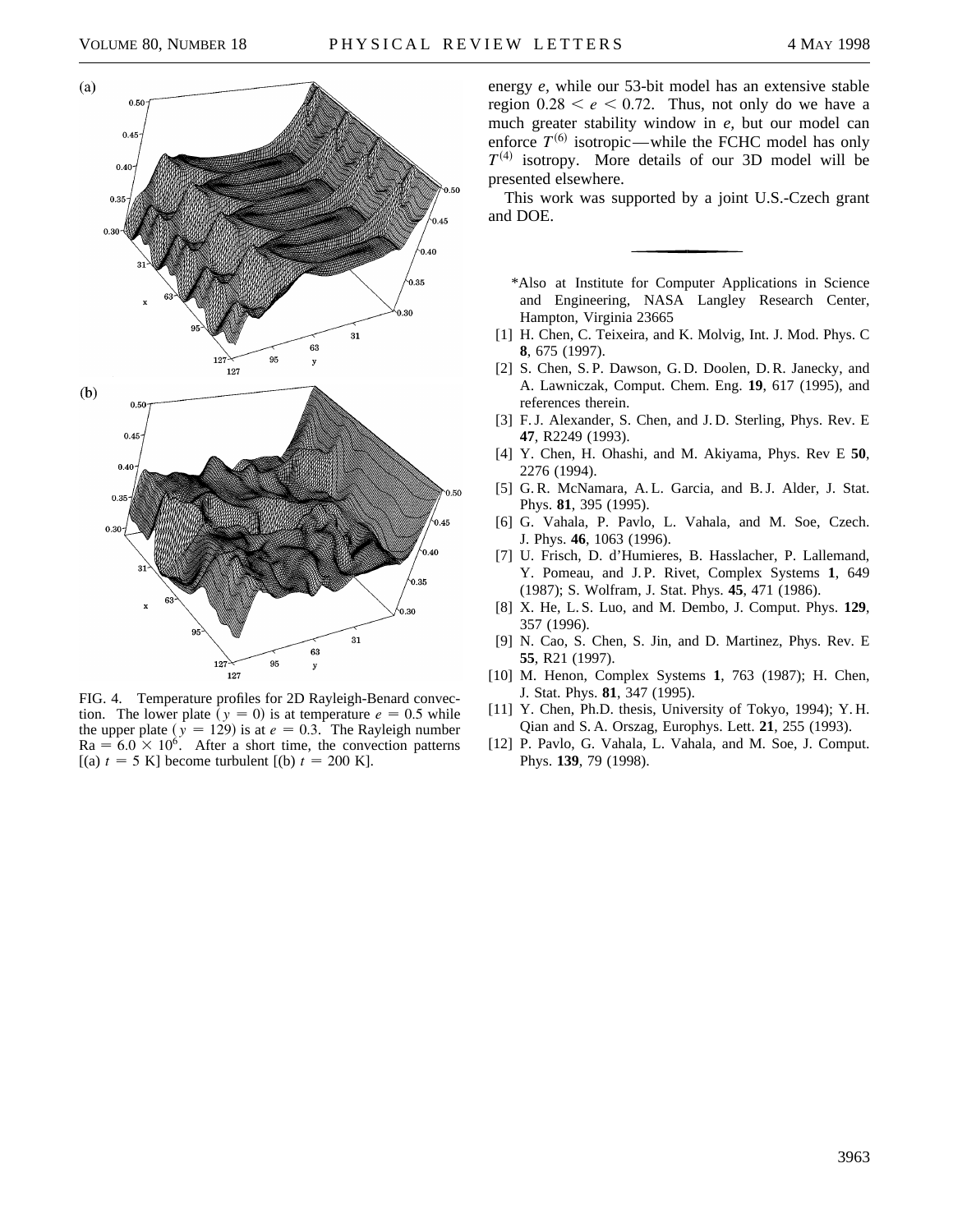(a)

0.50
0.45
0.40
0.35
0.30
31
63
x
95
127
127
95
63
31
y
0.50
0.45
0.40
0.35
0.30

(b)

0.50
0.45
0.40
0.35
0.30
31
63
x
95
127
127
95
63
31
y
0.50
0.45
0.40
0.35
0.30

FIG. 4. Temperature profiles for 2D Rayleigh-Benard convection. The lower plate ($y = 0$) is at temperature $e = 0.5$ while the upper plate ($y = 129$) is at $e = 0.3$. The Rayleigh number $\mathrm{Ra} = 6.0 \times 10^6$. After a short time, the convection patterns [(a) $t = 5$ K] become turbulent [(b) $t = 200$ K].

energy $e$, while our 53-bit model has an extensive stable region $0.28 < e < 0.72$. Thus, not only do we have a much greater stability window in $e$, but our model can enforce $T^{(6)}$ isotropic—while the FCHC model has only $T^{(4)}$ isotropy. More details of our 3D model will be presented elsewhere.

This work was supported by a joint U.S.-Czech grant and DOE.

---

*Also at Institute for Computer Applications in Science and Engineering, NASA Langley Research Center, Hampton, Virginia 23665

[1] H. Chen, C. Teixeira, and K. Molvig, Int. J. Mod. Phys. C **8**, 675 (1997).

[2] S. Chen, S. P. Dawson, G. D. Doolen, D. R. Janecky, and A. Lawniczak, Comput. Chem. Eng. **19**, 617 (1995), and references therein.

[3] F. J. Alexander, S. Chen, and J. D. Sterling, Phys. Rev. E **47**, R2249 (1993).

[4] Y. Chen, H. Ohashi, and M. Akiyama, Phys. Rev E **50**, 2276 (1994).

[5] G. R. McNamara, A. L. Garcia, and B. J. Alder, J. Stat. Phys. **81**, 395 (1995).

[6] G. Vahala, P. Pavlo, L. Vahala, and M. Soe, Czech. J. Phys. **46**, 1063 (1996).

[7] U. Frisch, D. d'Humieres, B. Hasslacher, P. Lallemand, Y. Pomeau, and J. P. Rivet, Complex Systems **1**, 649 (1987); S. Wolfram, J. Stat. Phys. **45**, 471 (1986).

[8] X. He, L. S. Luo, and M. Dembo, J. Comput. Phys. **129**, 357 (1996).

[9] N. Cao, S. Chen, S. Jin, and D. Martinez, Phys. Rev. E **55**, R21 (1997).

[10] M. Henon, Complex Systems **1**, 763 (1987); H. Chen, J. Stat. Phys. **81**, 347 (1995).

[11] Y. Chen, Ph.D. thesis, University of Tokyo, 1994); Y. H. Qian and S. A. Orszag, Europhys. Lett. **21**, 255 (1993).

[12] P. Pavlo, G. Vahala, L. Vahala, and M. Soe, J. Comput. Phys. **139**, 79 (1998).